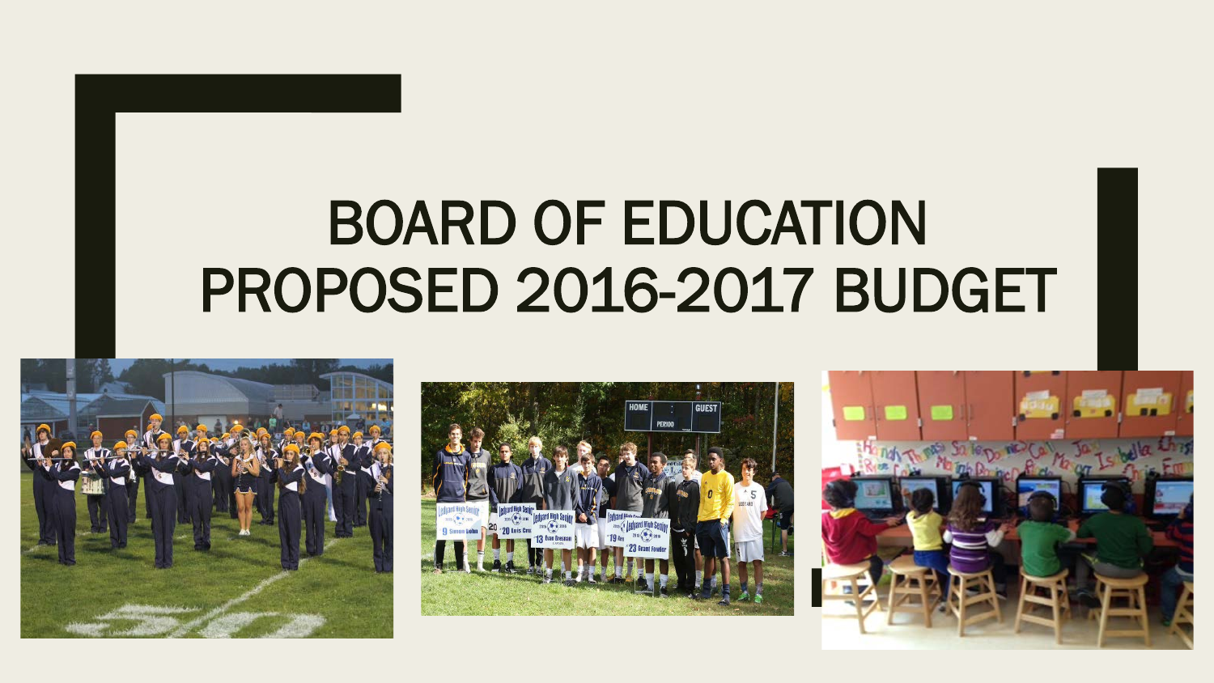# BOARD OF EDUCATION PROPOSED 2016-2017 BUDGET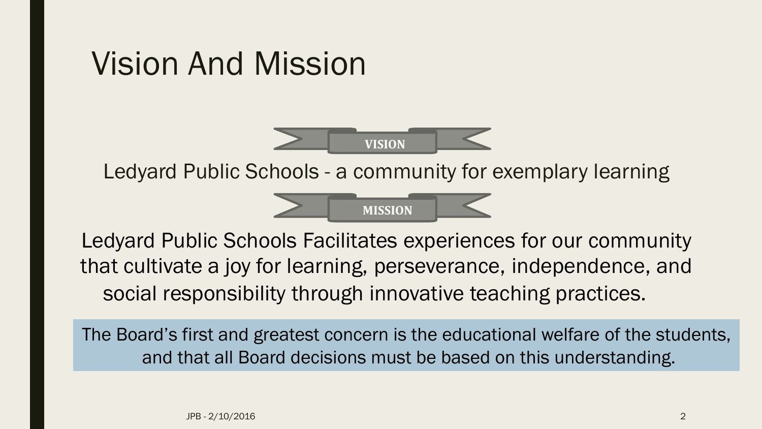# Vision And Mission

**VISION**

Ledyard Public Schools - a community for exemplary learning

**MISSION**

Ledyard Public Schools Facilitates experiences for our community that cultivate a joy for learning, perseverance, independence, and social responsibility through innovative teaching practices.

The Board's first and greatest concern is the educational welfare of the students, and that all Board decisions must be based on this understanding.

JPB - 2/10/2016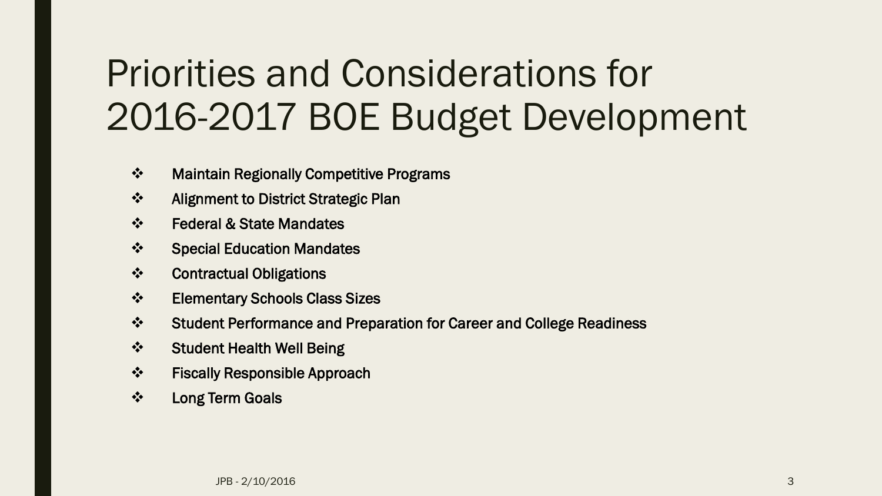# Priorities and Considerations for 2016-2017 BOE Budget Development

- Maintain Regionally Competitive Programs
- Alignment to District Strategic Plan
- Federal & State Mandates
- Special Education Mandates
- Contractual Obligations
- Elementary Schools Class Sizes
- Student Performance and Preparation for Career and College Readiness
- Student Health Well Being
- Fiscally Responsible Approach
- Long Term Goals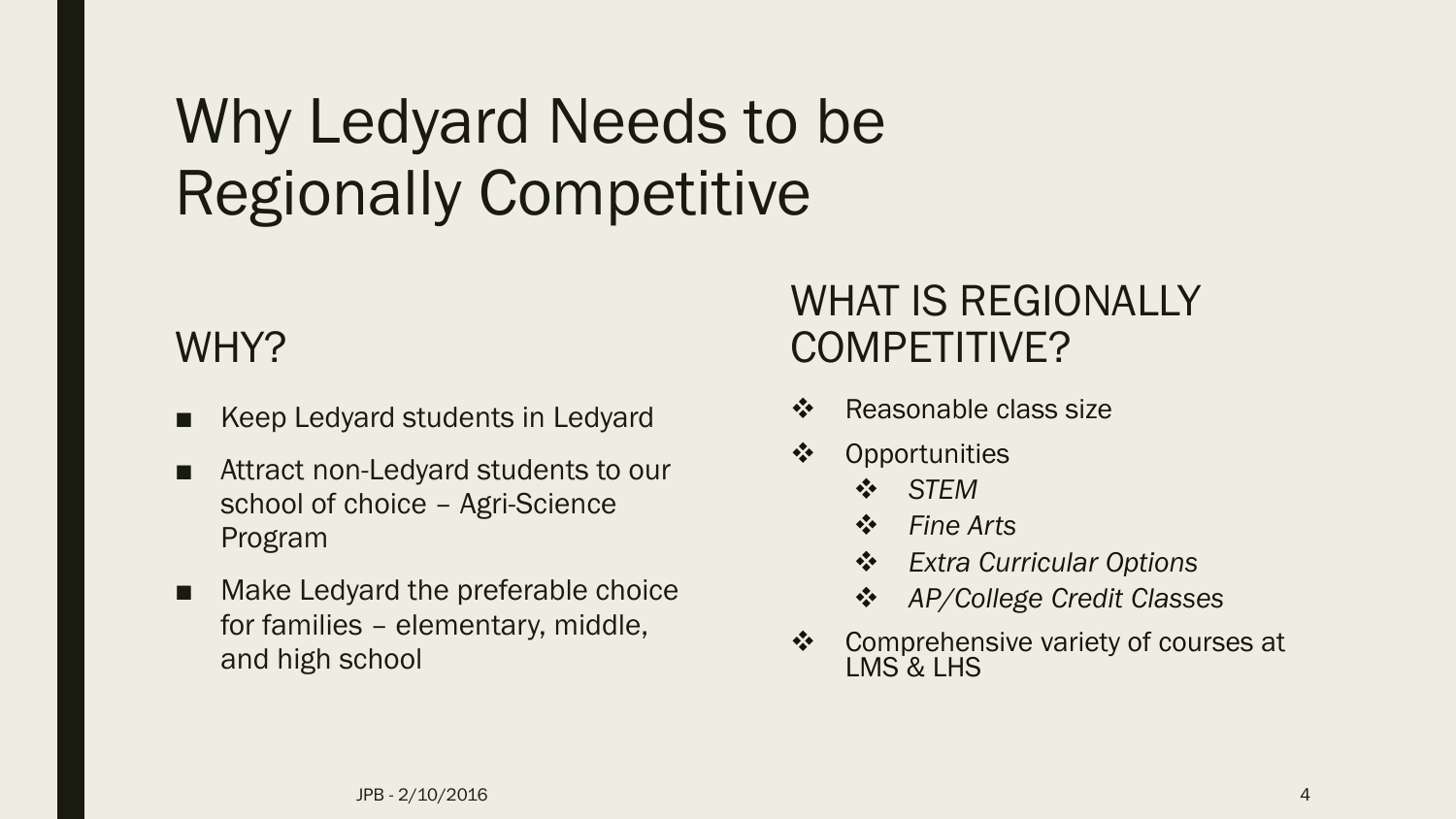# Why Ledyard Needs to be Regionally Competitive

## WHY?

- Keep Ledyard students in Ledyard
- Attract non-Ledyard students to our school of choice – Agri-Science Program
- Make Ledyard the preferable choice for families – elementary, middle, and high school

## WHAT IS REGIONALLY COMPETITIVE?

- Reasonable class size
- Opportunities
  - *STEM*
  - *Fine Arts*
  - *Extra Curricular Options*
  - *AP/College Credit Classes*
- Comprehensive variety of courses at LMS & LHS

JPB - 2/10/2016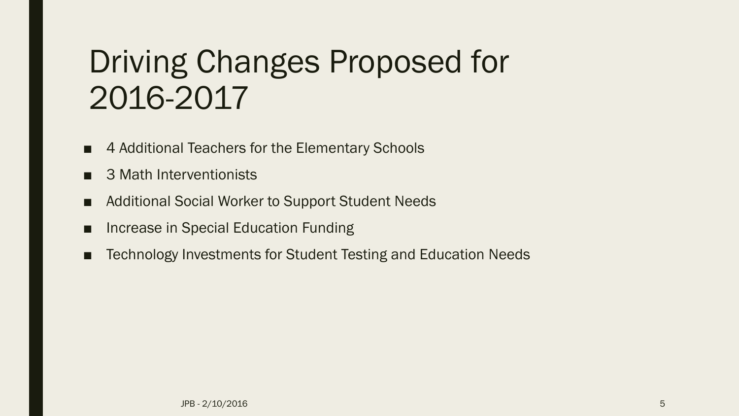# Driving Changes Proposed for 2016-2017

- 4 Additional Teachers for the Elementary Schools
- 3 Math Interventionists
- Additional Social Worker to Support Student Needs
- Increase in Special Education Funding
- Technology Investments for Student Testing and Education Needs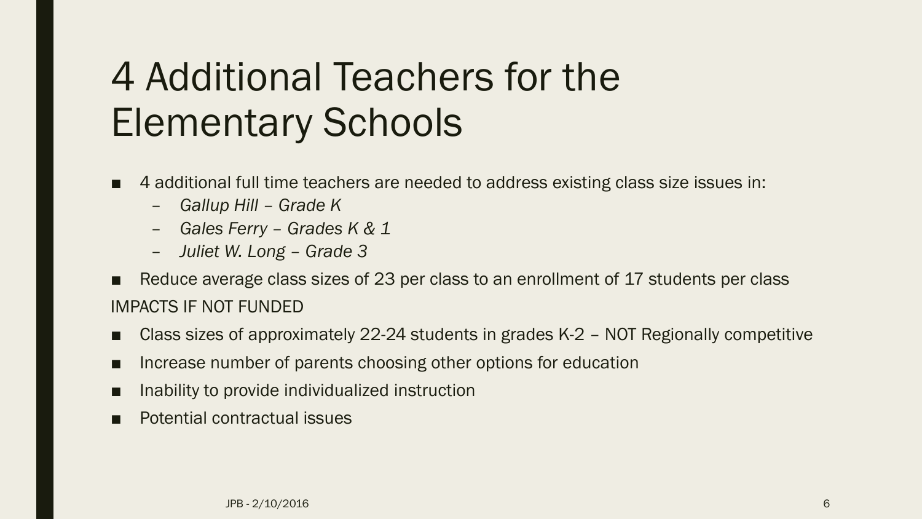# 4 Additional Teachers for the Elementary Schools

- 4 additional full time teachers are needed to address existing class size issues in:
  - *Gallup Hill – Grade K*
  - *Gales Ferry – Grades K & 1*
  - *Juliet W. Long – Grade 3*
- Reduce average class sizes of 23 per class to an enrollment of 17 students per class

IMPACTS IF NOT FUNDED

- Class sizes of approximately 22-24 students in grades K-2 – NOT Regionally competitive
- Increase number of parents choosing other options for education
- Inability to provide individualized instruction
- Potential contractual issues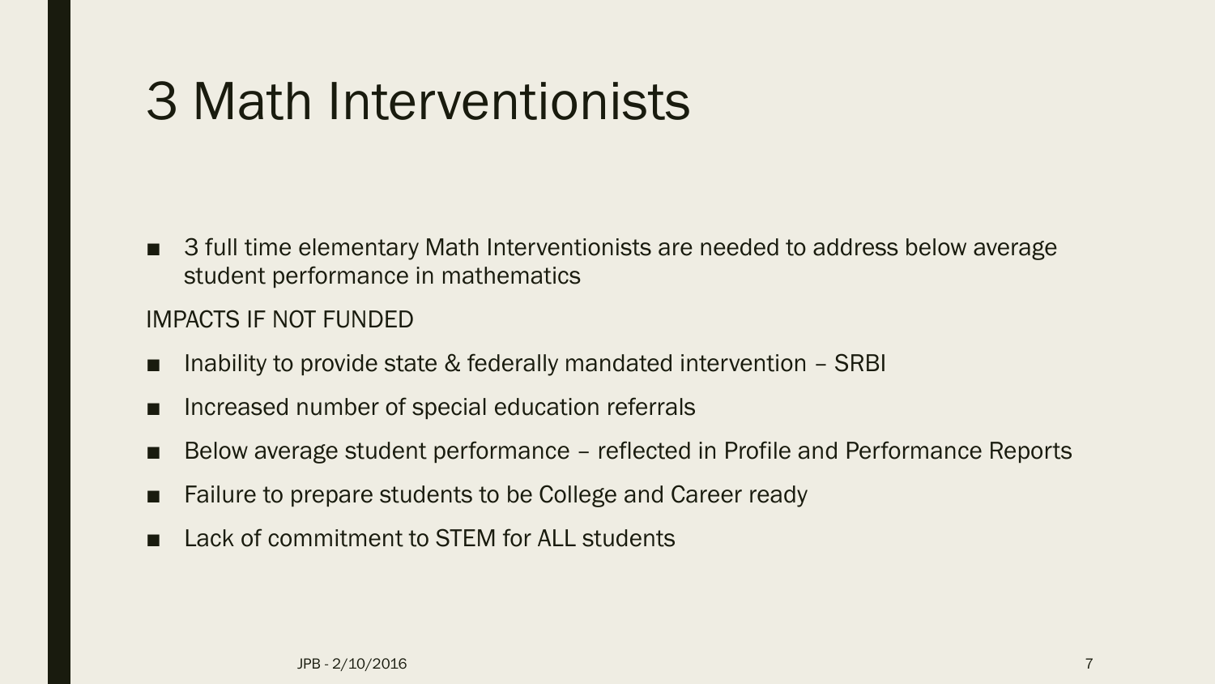# 3 Math Interventionists

- 3 full time elementary Math Interventionists are needed to address below average student performance in mathematics

IMPACTS IF NOT FUNDED

- Inability to provide state & federally mandated intervention – SRBI
- Increased number of special education referrals
- Below average student performance – reflected in Profile and Performance Reports
- Failure to prepare students to be College and Career ready
- Lack of commitment to STEM for ALL students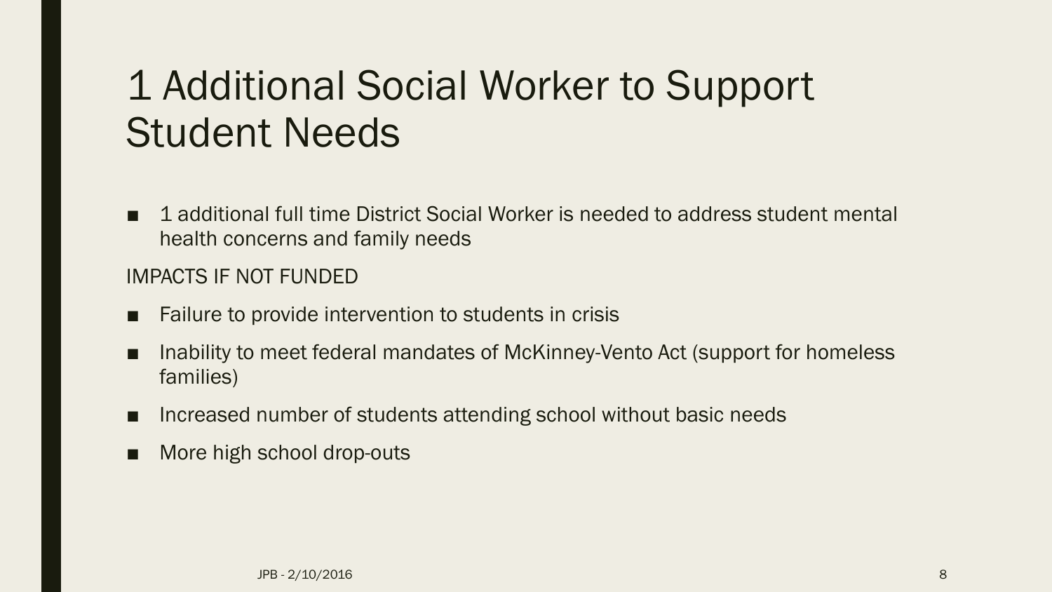# 1 Additional Social Worker to Support Student Needs

- 1 additional full time District Social Worker is needed to address student mental health concerns and family needs

IMPACTS IF NOT FUNDED

- Failure to provide intervention to students in crisis
- Inability to meet federal mandates of McKinney-Vento Act (support for homeless families)
- Increased number of students attending school without basic needs
- More high school drop-outs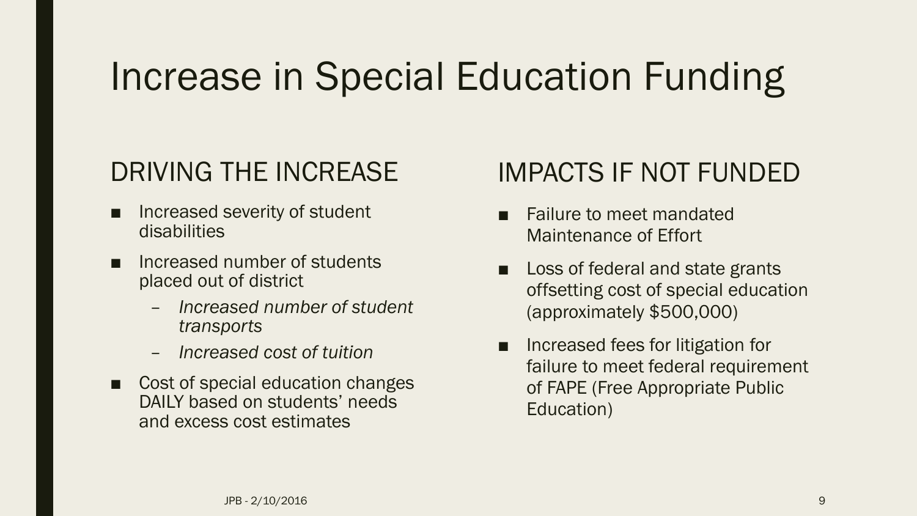# Increase in Special Education Funding

## DRIVING THE INCREASE

- Increased severity of student disabilities
- Increased number of students placed out of district
  - *Increased number of student transports*
  - *Increased cost of tuition*
- Cost of special education changes DAILY based on students' needs and excess cost estimates

## IMPACTS IF NOT FUNDED

- Failure to meet mandated Maintenance of Effort
- Loss of federal and state grants offsetting cost of special education (approximately $500,000)
- Increased fees for litigation for failure to meet federal requirement of FAPE (Free Appropriate Public Education)

JPB - 2/10/2016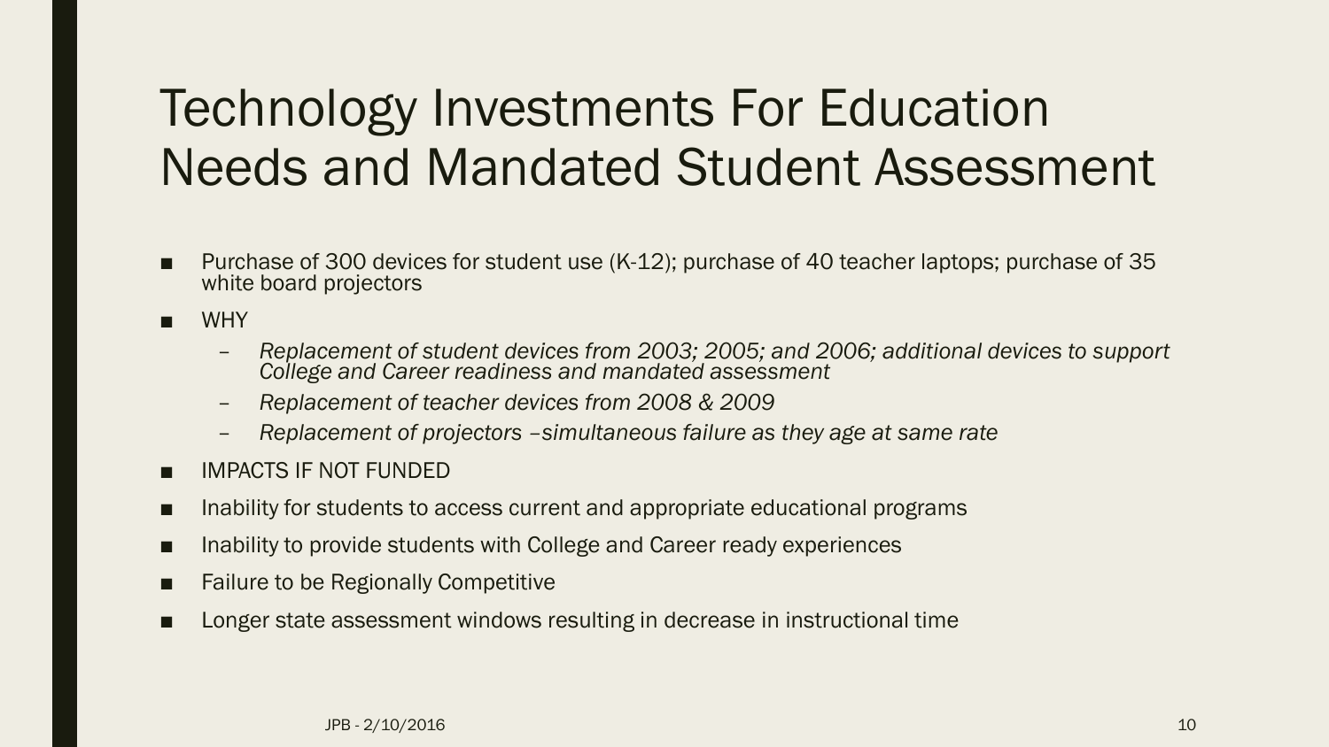# Technology Investments For Education Needs and Mandated Student Assessment

- Purchase of 300 devices for student use (K-12); purchase of 40 teacher laptops; purchase of 35 white board projectors
- WHY
  - *Replacement of student devices from 2003; 2005; and 2006; additional devices to support College and Career readiness and mandated assessment*
  - *Replacement of teacher devices from 2008 & 2009*
  - *Replacement of projectors –simultaneous failure as they age at same rate*
- IMPACTS IF NOT FUNDED
- Inability for students to access current and appropriate educational programs
- Inability to provide students with College and Career ready experiences
- Failure to be Regionally Competitive
- Longer state assessment windows resulting in decrease in instructional time

JPB - 2/10/2016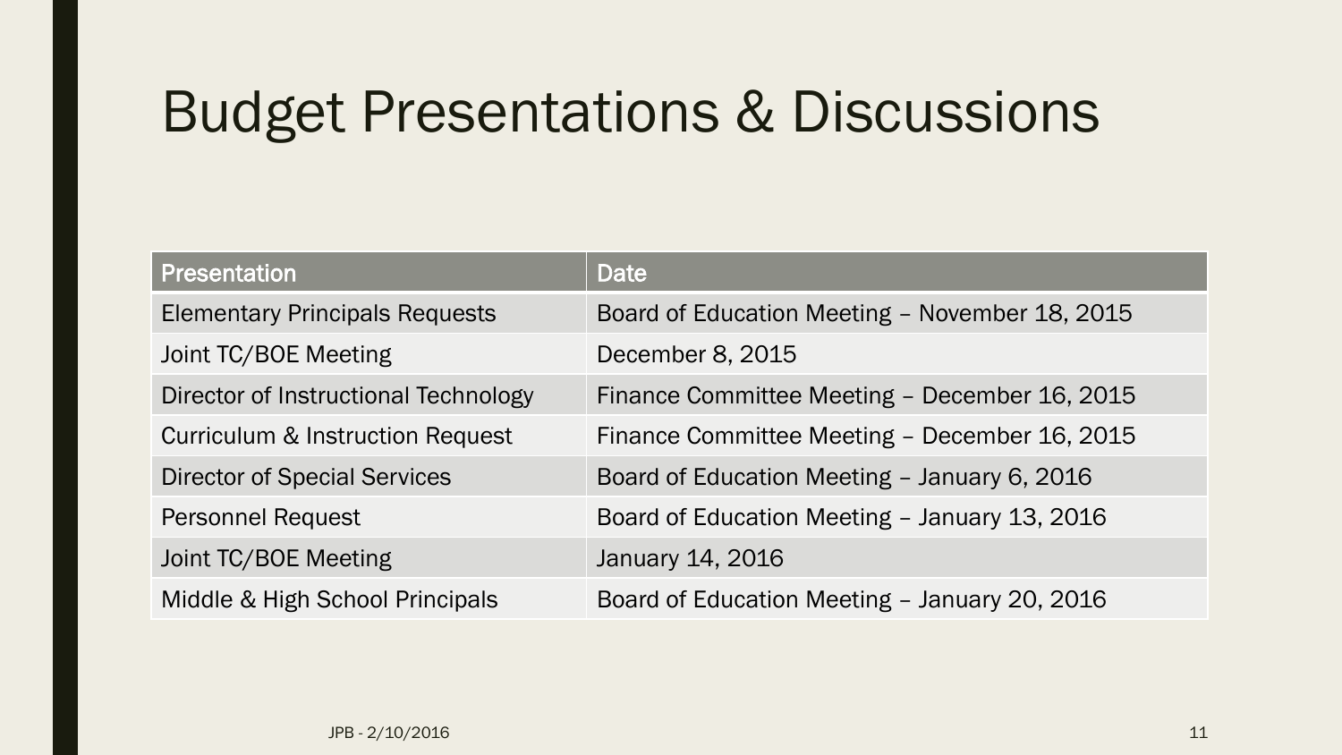# Budget Presentations & Discussions

| Presentation | Date |
| --- | --- |
| Elementary Principals Requests | Board of Education Meeting – November 18, 2015 |
| Joint TC/BOE Meeting | December 8, 2015 |
| Director of Instructional Technology | Finance Committee Meeting – December 16, 2015 |
| Curriculum & Instruction Request | Finance Committee Meeting – December 16, 2015 |
| Director of Special Services | Board of Education Meeting – January 6, 2016 |
| Personnel Request | Board of Education Meeting – January 13, 2016 |
| Joint TC/BOE Meeting | January 14, 2016 |
| Middle & High School Principals | Board of Education Meeting – January 20, 2016 |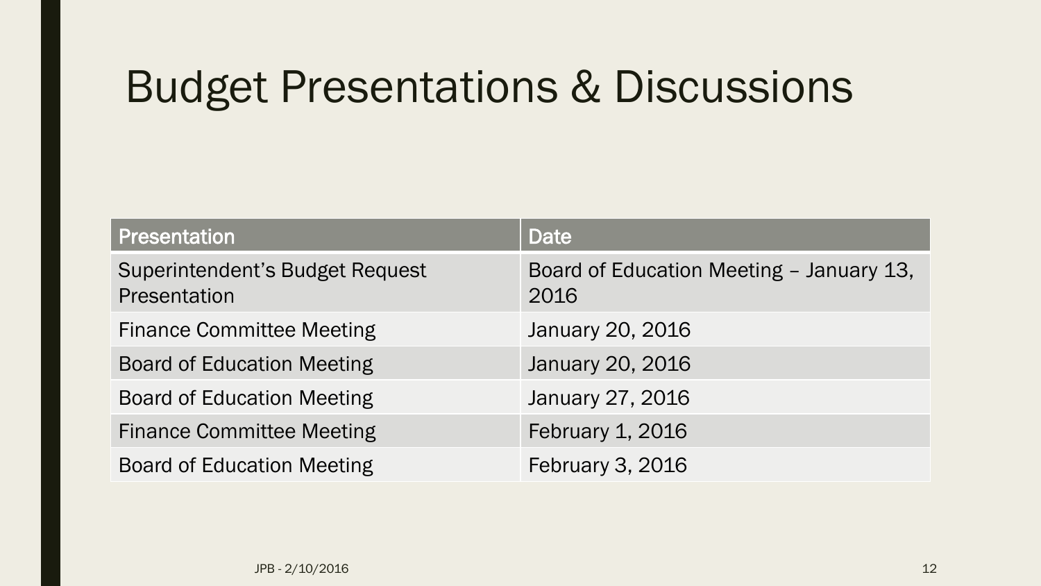# Budget Presentations & Discussions

| Presentation | Date |
| --- | --- |
| Superintendent's Budget Request Presentation | Board of Education Meeting – January 13, 2016 |
| Finance Committee Meeting | January 20, 2016 |
| Board of Education Meeting | January 20, 2016 |
| Board of Education Meeting | January 27, 2016 |
| Finance Committee Meeting | February 1, 2016 |
| Board of Education Meeting | February 3, 2016 |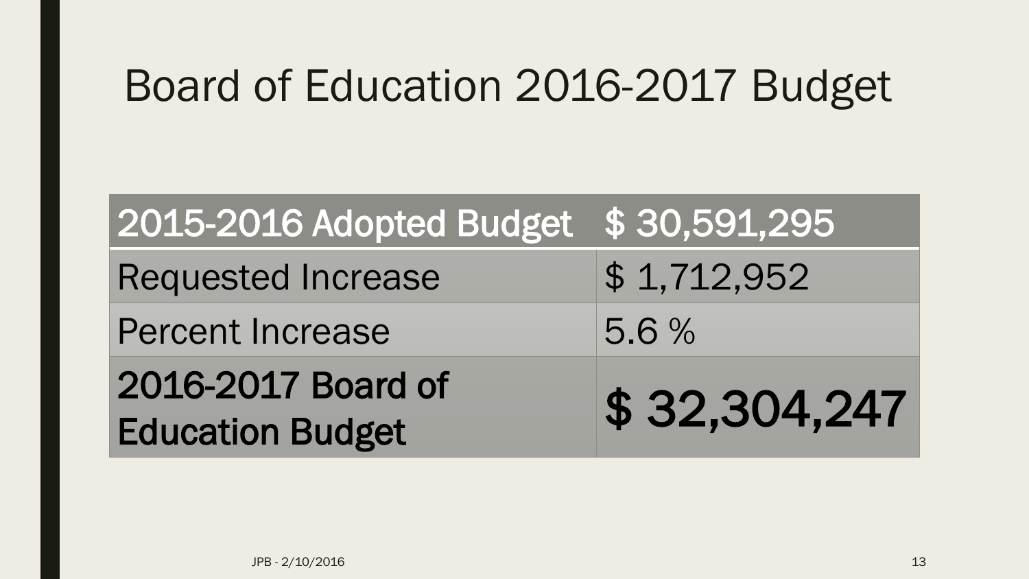# Board of Education 2016-2017 Budget

| **2015-2016 Adopted Budget** | **$ 30,591,295** |
|---|---|
| Requested Increase | $ 1,712,952 |
| Percent Increase | 5.6 % |
| **2016-2017 Board of Education Budget** | **$ 32,304,247** |

JPB - 2/10/2016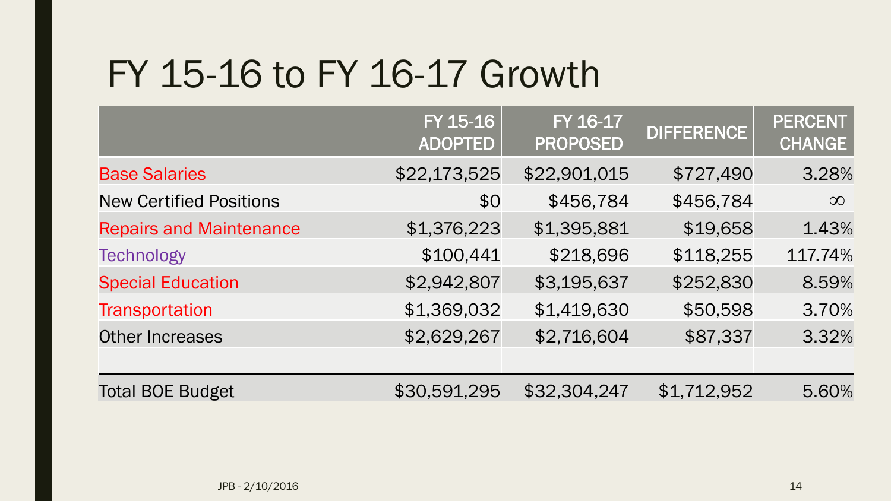# FY 15-16 to FY 16-17 Growth

| | FY 15-16 ADOPTED | FY 16-17 PROPOSED | DIFFERENCE | PERCENT CHANGE |
|---|---|---|---|---|
| Base Salaries | $22,173,525 | $22,901,015 | $727,490 | 3.28% |
| New Certified Positions | $0 | $456,784 | $456,784 | ∞ |
| Repairs and Maintenance | $1,376,223 | $1,395,881 | $19,658 | 1.43% |
| Technology | $100,441 | $218,696 | $118,255 | 117.74% |
| Special Education | $2,942,807 | $3,195,637 | $252,830 | 8.59% |
| Transportation | $1,369,032 | $1,419,630 | $50,598 | 3.70% |
| Other Increases | $2,629,267 | $2,716,604 | $87,337 | 3.32% |
| | | | | |
| Total BOE Budget | $30,591,295 | $32,304,247 | $1,712,952 | 5.60% |

JPB - 2/10/2016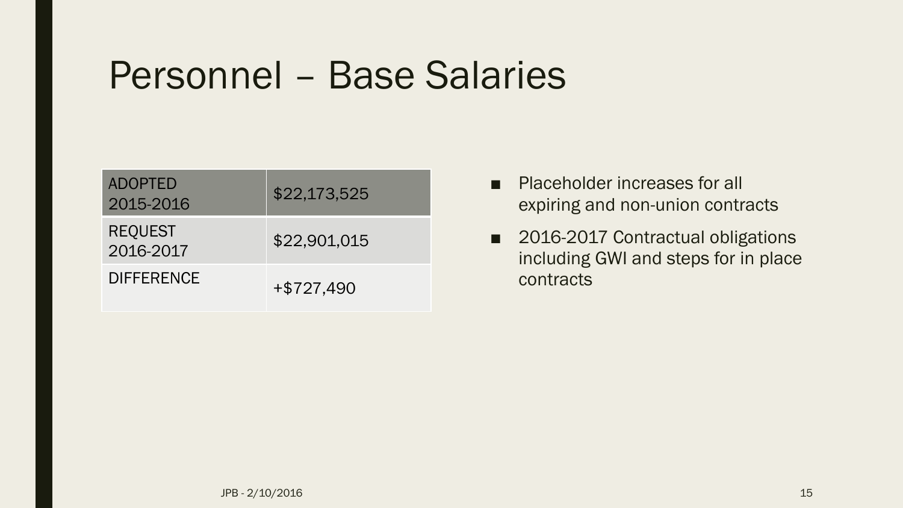# Personnel – Base Salaries

| ADOPTED 2015-2016 | $22,173,525 |
|---|---|
| REQUEST 2016-2017 | $22,901,015 |
| DIFFERENCE | +$727,490 |

- Placeholder increases for all expiring and non-union contracts
- 2016-2017 Contractual obligations including GWI and steps for in place contracts

JPB - 2/10/2016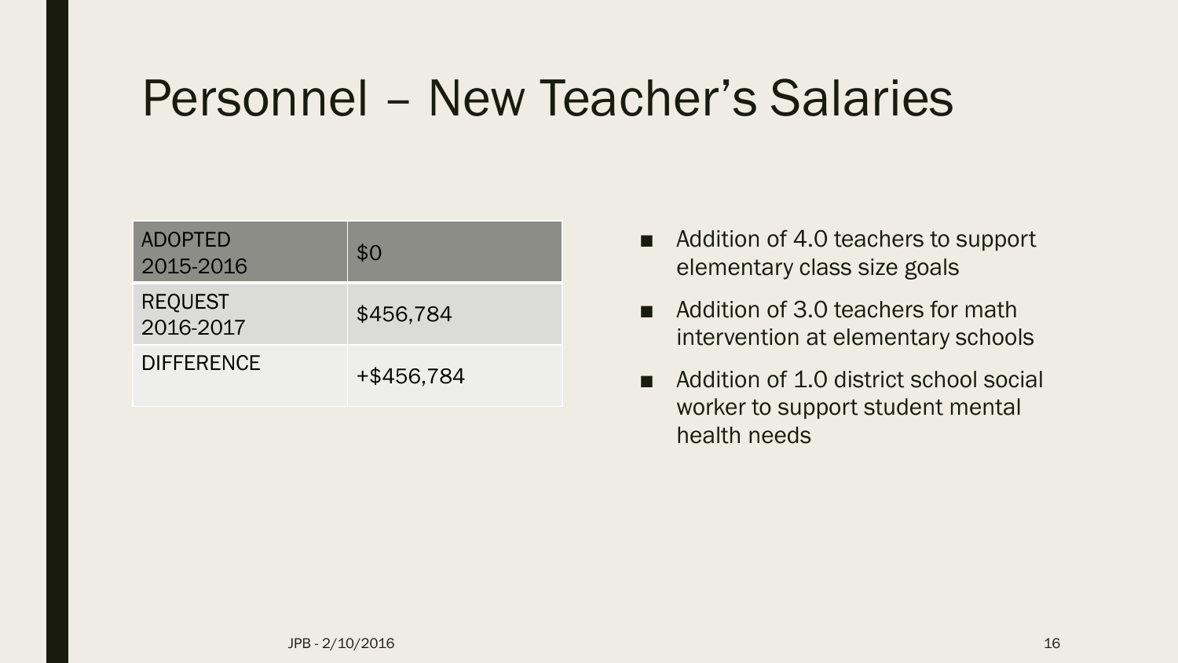# Personnel – New Teacher's Salaries

| ADOPTED 2015-2016 | $0 |
|---|---|
| REQUEST 2016-2017 | $456,784 |
| DIFFERENCE | +$456,784 |

- Addition of 4.0 teachers to support elementary class size goals
- Addition of 3.0 teachers for math intervention at elementary schools
- Addition of 1.0 district school social worker to support student mental health needs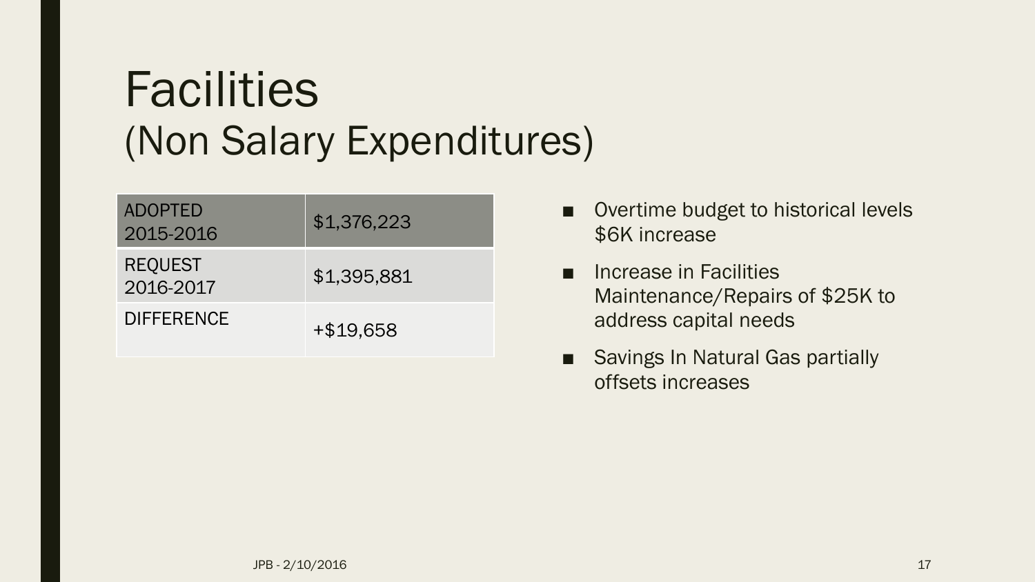# Facilities
## (Non Salary Expenditures)

| ADOPTED 2015-2016 | $1,376,223 |
|---|---|
| REQUEST 2016-2017 | $1,395,881 |
| DIFFERENCE | +$19,658 |

- Overtime budget to historical levels $6K increase
- Increase in Facilities Maintenance/Repairs of $25K to address capital needs
- Savings In Natural Gas partially offsets increases

JPB - 2/10/2016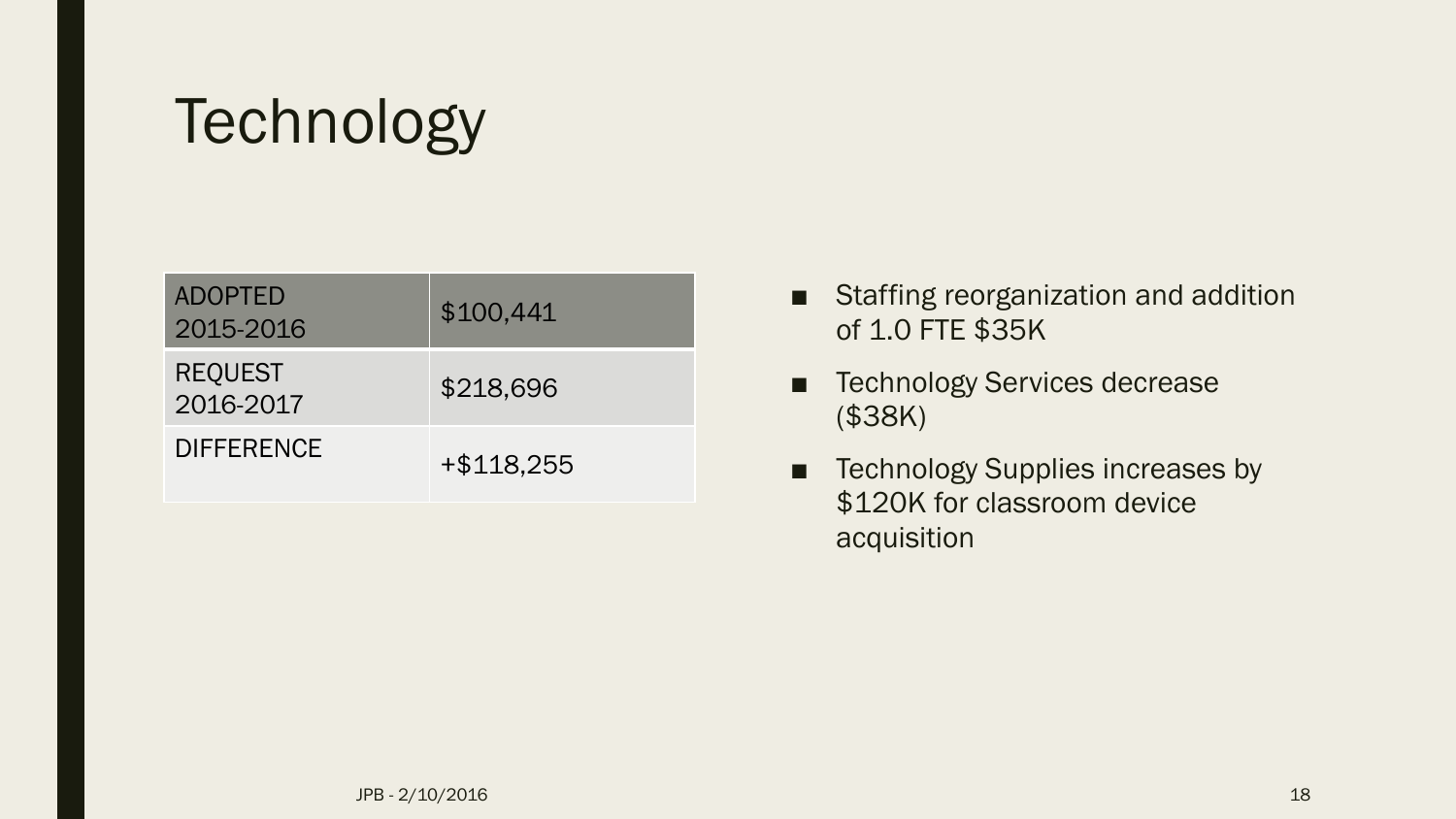# Technology

| ADOPTED 2015-2016 | $100,441 |
|---|---|
| REQUEST 2016-2017 | $218,696 |
| DIFFERENCE | +$118,255 |

- Staffing reorganization and addition of 1.0 FTE $35K
- Technology Services decrease ($38K)
- Technology Supplies increases by $120K for classroom device acquisition

JPB - 2/10/2016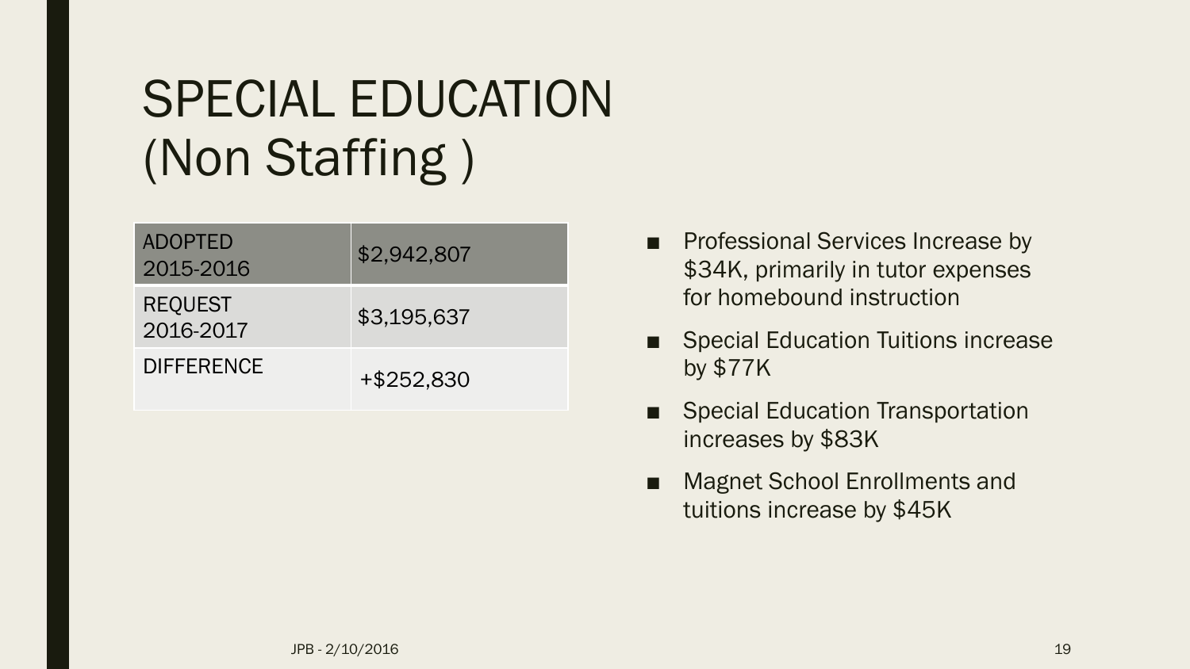# SPECIAL EDUCATION (Non Staffing )

| ADOPTED 2015-2016 | $2,942,807 |
| --- | --- |
| REQUEST 2016-2017 | $3,195,637 |
| DIFFERENCE | +$252,830 |

- Professional Services Increase by $34K, primarily in tutor expenses for homebound instruction
- Special Education Tuitions increase by $77K
- Special Education Transportation increases by $83K
- Magnet School Enrollments and tuitions increase by $45K

JPB - 2/10/2016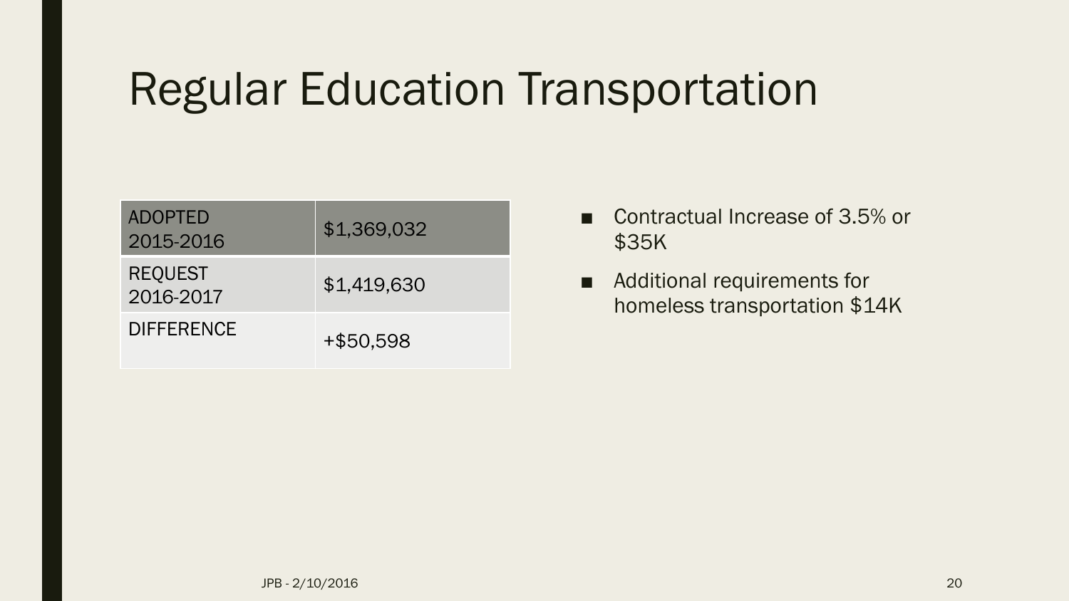# Regular Education Transportation

| ADOPTED 2015-2016 | $1,369,032 |
| --- | --- |
| REQUEST 2016-2017 | $1,419,630 |
| DIFFERENCE | +$50,598 |

- Contractual Increase of 3.5% or $35K
- Additional requirements for homeless transportation $14K

JPB - 2/10/2016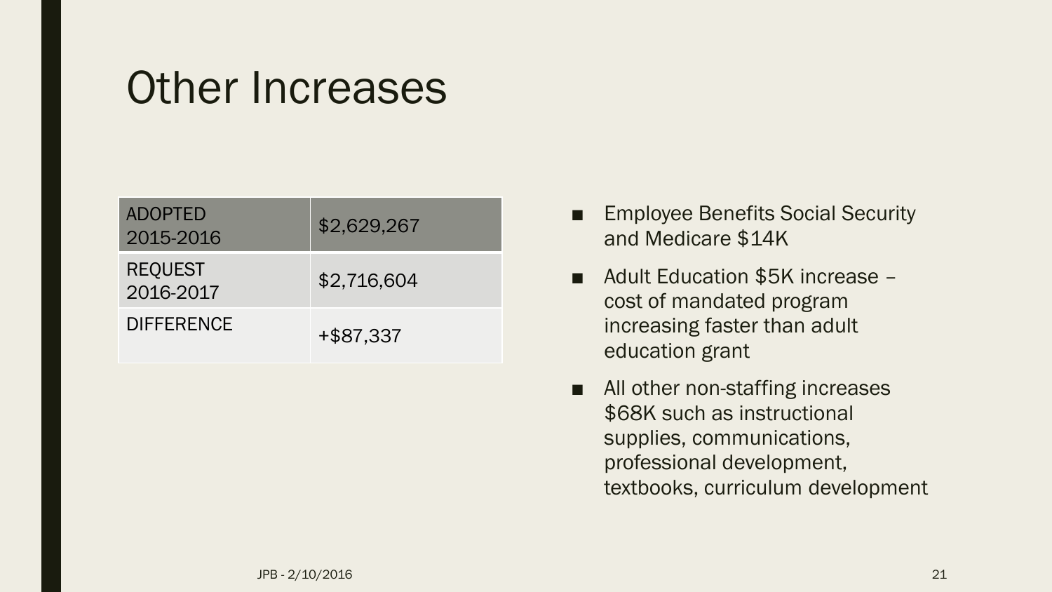# Other Increases

| ADOPTED 2015-2016 | $2,629,267 |
| --- | --- |
| REQUEST 2016-2017 | $2,716,604 |
| DIFFERENCE | +$87,337 |

- Employee Benefits Social Security and Medicare $14K
- Adult Education $5K increase – cost of mandated program increasing faster than adult education grant
- All other non-staffing increases $68K such as instructional supplies, communications, professional development, textbooks, curriculum development

JPB - 2/10/2016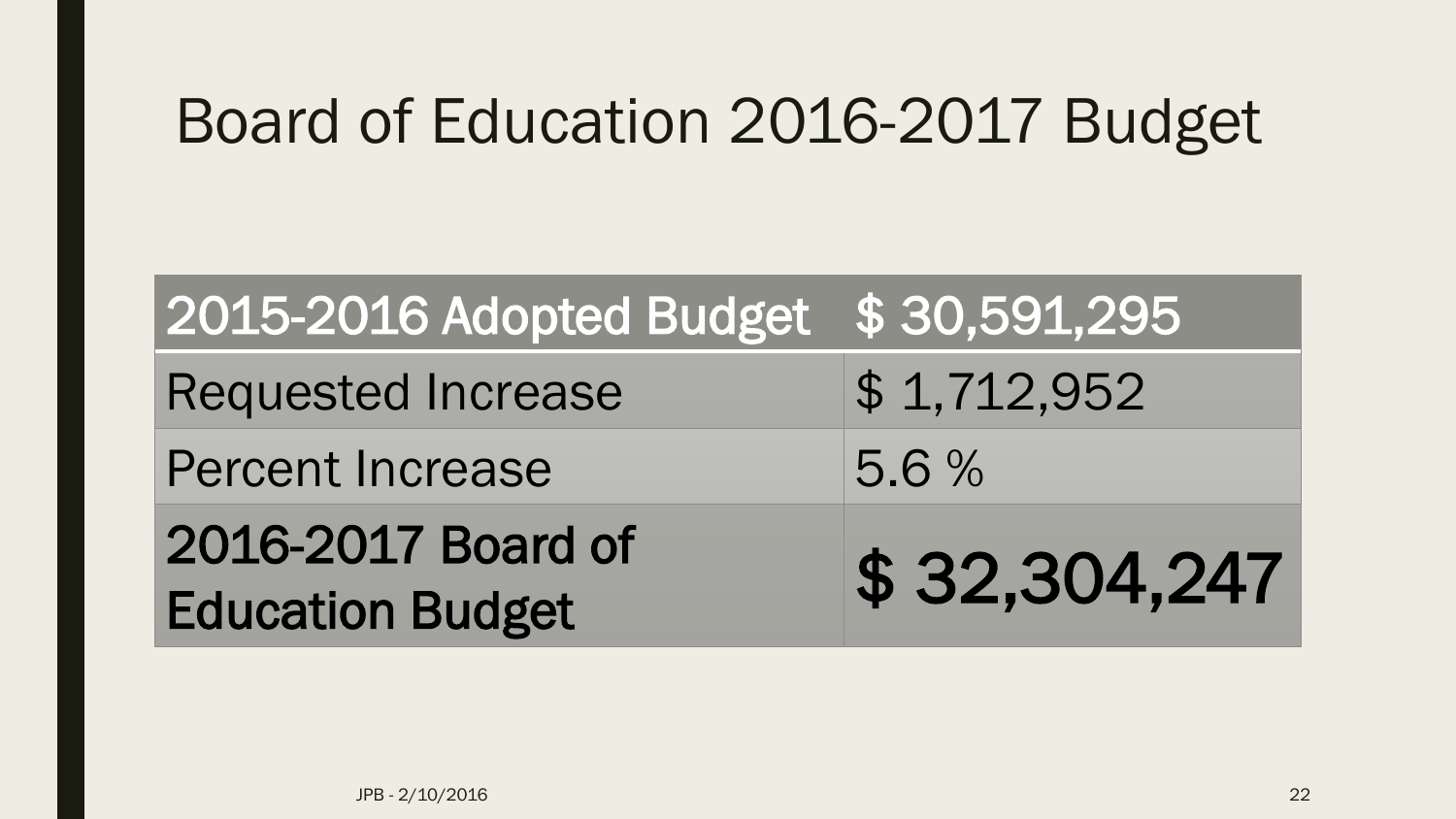# Board of Education 2016-2017 Budget

| 2015-2016 Adopted Budget | $ 30,591,295 |
|---|---|
| Requested Increase | $ 1,712,952 |
| Percent Increase | 5.6 % |
| **2016-2017 Board of Education Budget** | **$ 32,304,247** |

JPB - 2/10/2016